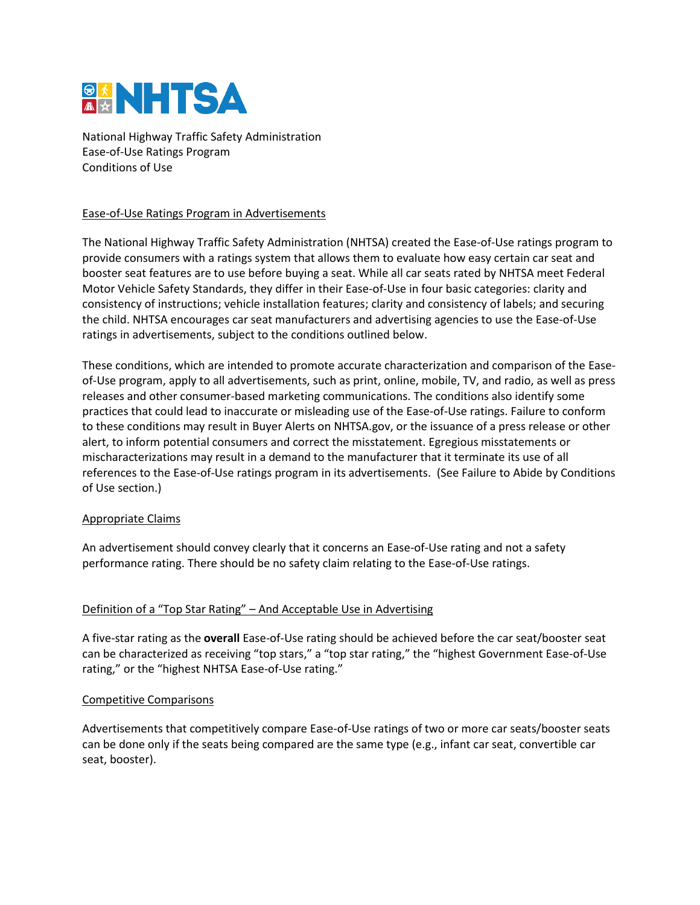# NHTSA

National Highway Traffic Safety Administration
Ease-of-Use Ratings Program
Conditions of Use

## Ease-of-Use Ratings Program in Advertisements

The National Highway Traffic Safety Administration (NHTSA) created the Ease-of-Use ratings program to provide consumers with a ratings system that allows them to evaluate how easy certain car seat and booster seat features are to use before buying a seat. While all car seats rated by NHTSA meet Federal Motor Vehicle Safety Standards, they differ in their Ease-of-Use in four basic categories: clarity and consistency of instructions; vehicle installation features; clarity and consistency of labels; and securing the child. NHTSA encourages car seat manufacturers and advertising agencies to use the Ease-of-Use ratings in advertisements, subject to the conditions outlined below.

These conditions, which are intended to promote accurate characterization and comparison of the Ease-of-Use program, apply to all advertisements, such as print, online, mobile, TV, and radio, as well as press releases and other consumer-based marketing communications. The conditions also identify some practices that could lead to inaccurate or misleading use of the Ease-of-Use ratings. Failure to conform to these conditions may result in Buyer Alerts on NHTSA.gov, or the issuance of a press release or other alert, to inform potential consumers and correct the misstatement. Egregious misstatements or mischaracterizations may result in a demand to the manufacturer that it terminate its use of all references to the Ease-of-Use ratings program in its advertisements. (See Failure to Abide by Conditions of Use section.)

## Appropriate Claims

An advertisement should convey clearly that it concerns an Ease-of-Use rating and not a safety performance rating. There should be no safety claim relating to the Ease-of-Use ratings.

## Definition of a "Top Star Rating" – And Acceptable Use in Advertising

A five-star rating as the **overall** Ease-of-Use rating should be achieved before the car seat/booster seat can be characterized as receiving "top stars," a "top star rating," the "highest Government Ease-of-Use rating," or the "highest NHTSA Ease-of-Use rating."

## Competitive Comparisons

Advertisements that competitively compare Ease-of-Use ratings of two or more car seats/booster seats can be done only if the seats being compared are the same type (e.g., infant car seat, convertible car seat, booster).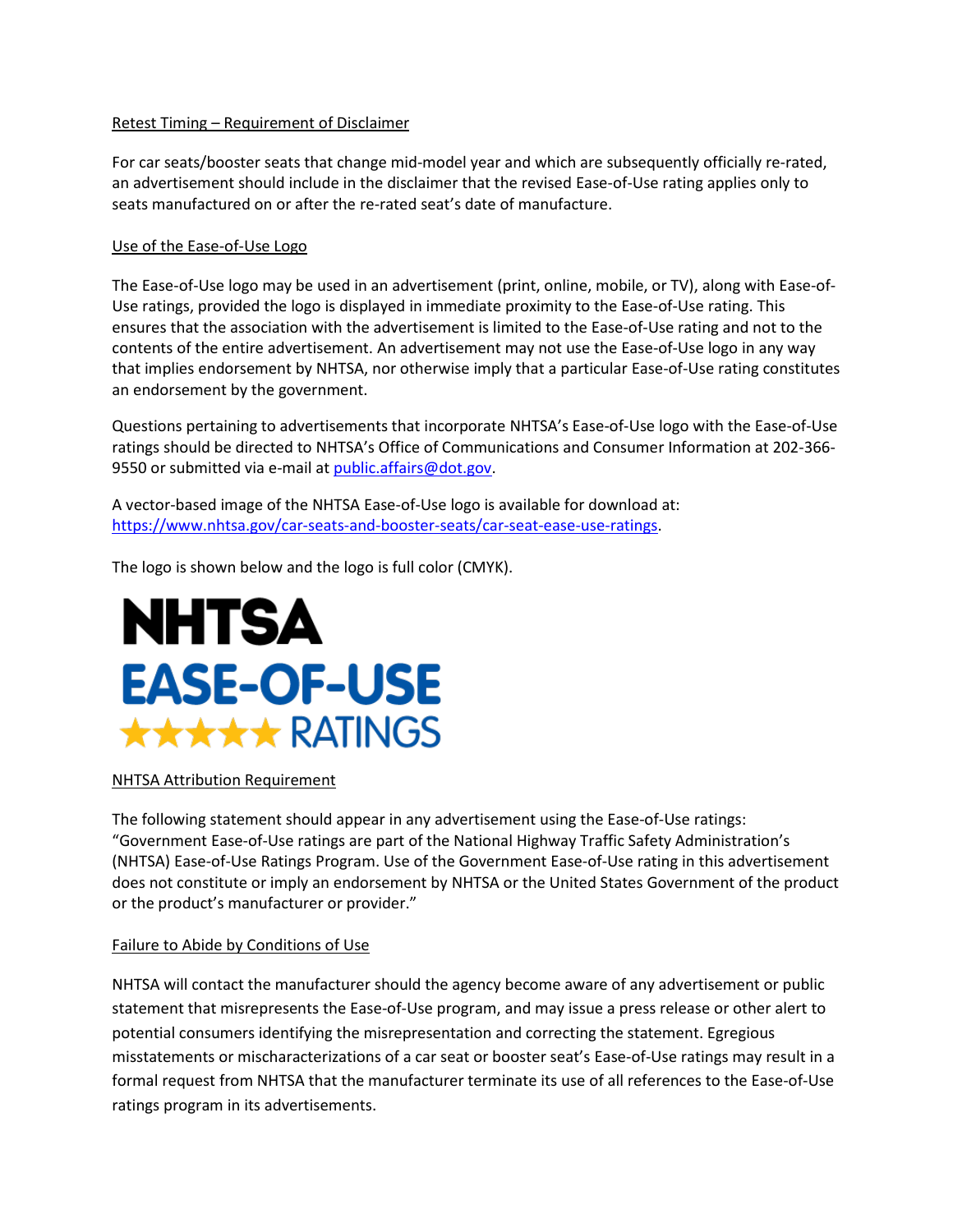Retest Timing – Requirement of Disclaimer

For car seats/booster seats that change mid-model year and which are subsequently officially re-rated, an advertisement should include in the disclaimer that the revised Ease-of-Use rating applies only to seats manufactured on or after the re-rated seat's date of manufacture.

Use of the Ease-of-Use Logo

The Ease-of-Use logo may be used in an advertisement (print, online, mobile, or TV), along with Ease-of-Use ratings, provided the logo is displayed in immediate proximity to the Ease-of-Use rating. This ensures that the association with the advertisement is limited to the Ease-of-Use rating and not to the contents of the entire advertisement. An advertisement may not use the Ease-of-Use logo in any way that implies endorsement by NHTSA, nor otherwise imply that a particular Ease-of-Use rating constitutes an endorsement by the government.

Questions pertaining to advertisements that incorporate NHTSA's Ease-of-Use logo with the Ease-of-Use ratings should be directed to NHTSA's Office of Communications and Consumer Information at 202-366-9550 or submitted via e-mail at public.affairs@dot.gov.

A vector-based image of the NHTSA Ease-of-Use logo is available for download at: https://www.nhtsa.gov/car-seats-and-booster-seats/car-seat-ease-use-ratings.

The logo is shown below and the logo is full color (CMYK).

NHTSA
EASE-OF-USE
★★★★★ RATINGS

NHTSA Attribution Requirement

The following statement should appear in any advertisement using the Ease-of-Use ratings: "Government Ease-of-Use ratings are part of the National Highway Traffic Safety Administration's (NHTSA) Ease-of-Use Ratings Program. Use of the Government Ease-of-Use rating in this advertisement does not constitute or imply an endorsement by NHTSA or the United States Government of the product or the product's manufacturer or provider."

Failure to Abide by Conditions of Use

NHTSA will contact the manufacturer should the agency become aware of any advertisement or public statement that misrepresents the Ease-of-Use program, and may issue a press release or other alert to potential consumers identifying the misrepresentation and correcting the statement. Egregious misstatements or mischaracterizations of a car seat or booster seat's Ease-of-Use ratings may result in a formal request from NHTSA that the manufacturer terminate its use of all references to the Ease-of-Use ratings program in its advertisements.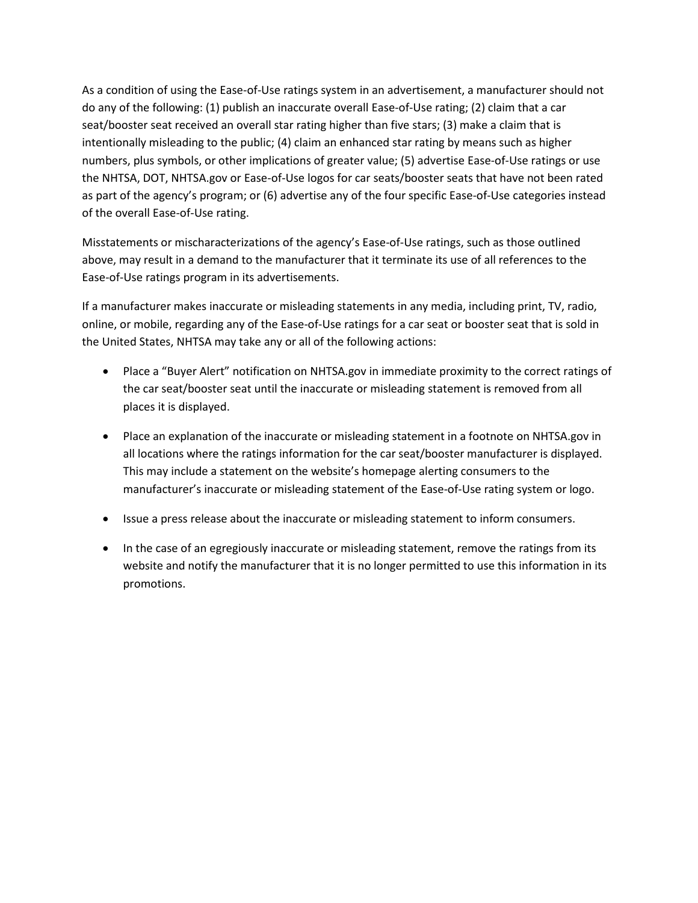As a condition of using the Ease-of-Use ratings system in an advertisement, a manufacturer should not do any of the following: (1) publish an inaccurate overall Ease-of-Use rating; (2) claim that a car seat/booster seat received an overall star rating higher than five stars; (3) make a claim that is intentionally misleading to the public; (4) claim an enhanced star rating by means such as higher numbers, plus symbols, or other implications of greater value; (5) advertise Ease-of-Use ratings or use the NHTSA, DOT, NHTSA.gov or Ease-of-Use logos for car seats/booster seats that have not been rated as part of the agency's program; or (6) advertise any of the four specific Ease-of-Use categories instead of the overall Ease-of-Use rating.

Misstatements or mischaracterizations of the agency's Ease-of-Use ratings, such as those outlined above, may result in a demand to the manufacturer that it terminate its use of all references to the Ease-of-Use ratings program in its advertisements.

If a manufacturer makes inaccurate or misleading statements in any media, including print, TV, radio, online, or mobile, regarding any of the Ease-of-Use ratings for a car seat or booster seat that is sold in the United States, NHTSA may take any or all of the following actions:

- Place a "Buyer Alert" notification on NHTSA.gov in immediate proximity to the correct ratings of the car seat/booster seat until the inaccurate or misleading statement is removed from all places it is displayed.
- Place an explanation of the inaccurate or misleading statement in a footnote on NHTSA.gov in all locations where the ratings information for the car seat/booster manufacturer is displayed. This may include a statement on the website's homepage alerting consumers to the manufacturer's inaccurate or misleading statement of the Ease-of-Use rating system or logo.
- Issue a press release about the inaccurate or misleading statement to inform consumers.
- In the case of an egregiously inaccurate or misleading statement, remove the ratings from its website and notify the manufacturer that it is no longer permitted to use this information in its promotions.